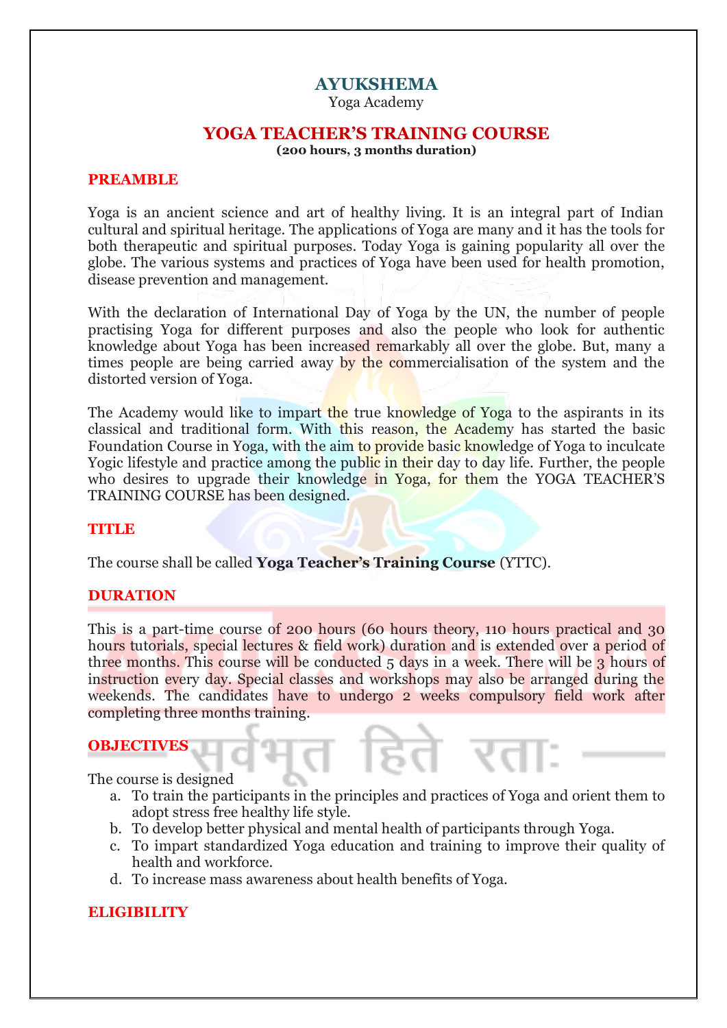# AYUKSHEMA

Yoga Academy

## YOGA TEACHER'S TRAINING COURSE

**(200 hours, 3 months duration)**

## PREAMBLE

Yoga is an ancient science and art of healthy living. It is an integral part of Indian cultural and spiritual heritage. The applications of Yoga are many and it has the tools for both therapeutic and spiritual purposes. Today Yoga is gaining popularity all over the globe. The various systems and practices of Yoga have been used for health promotion, disease prevention and management.

With the declaration of International Day of Yoga by the UN, the number of people practising Yoga for different purposes and also the people who look for authentic knowledge about Yoga has been increased remarkably all over the globe. But, many a times people are being carried away by the commercialisation of the system and the distorted version of Yoga.

The Academy would like to impart the true knowledge of Yoga to the aspirants in its classical and traditional form. With this reason, the Academy has started the basic Foundation Course in Yoga, with the aim to provide basic knowledge of Yoga to inculcate Yogic lifestyle and practice among the public in their day to day life. Further, the people who desires to upgrade their knowledge in Yoga, for them the YOGA TEACHER'S TRAINING COURSE has been designed.

## TITLE

The course shall be called **Yoga Teacher's Training Course** (YTTC).

## DURATION

This is a part-time course of 200 hours (60 hours theory, 110 hours practical and 30 hours tutorials, special lectures & field work) duration and is extended over a period of three months. This course will be conducted 5 days in a week. There will be 3 hours of instruction every day. Special classes and workshops may also be arranged during the weekends. The candidates have to undergo 2 weeks compulsory field work after completing three months training.

## OBJECTIVES

The course is designed

a. To train the participants in the principles and practices of Yoga and orient them to adopt stress free healthy life style.
b. To develop better physical and mental health of participants through Yoga.
c. To impart standardized Yoga education and training to improve their quality of health and workforce.
d. To increase mass awareness about health benefits of Yoga.

## ELIGIBILITY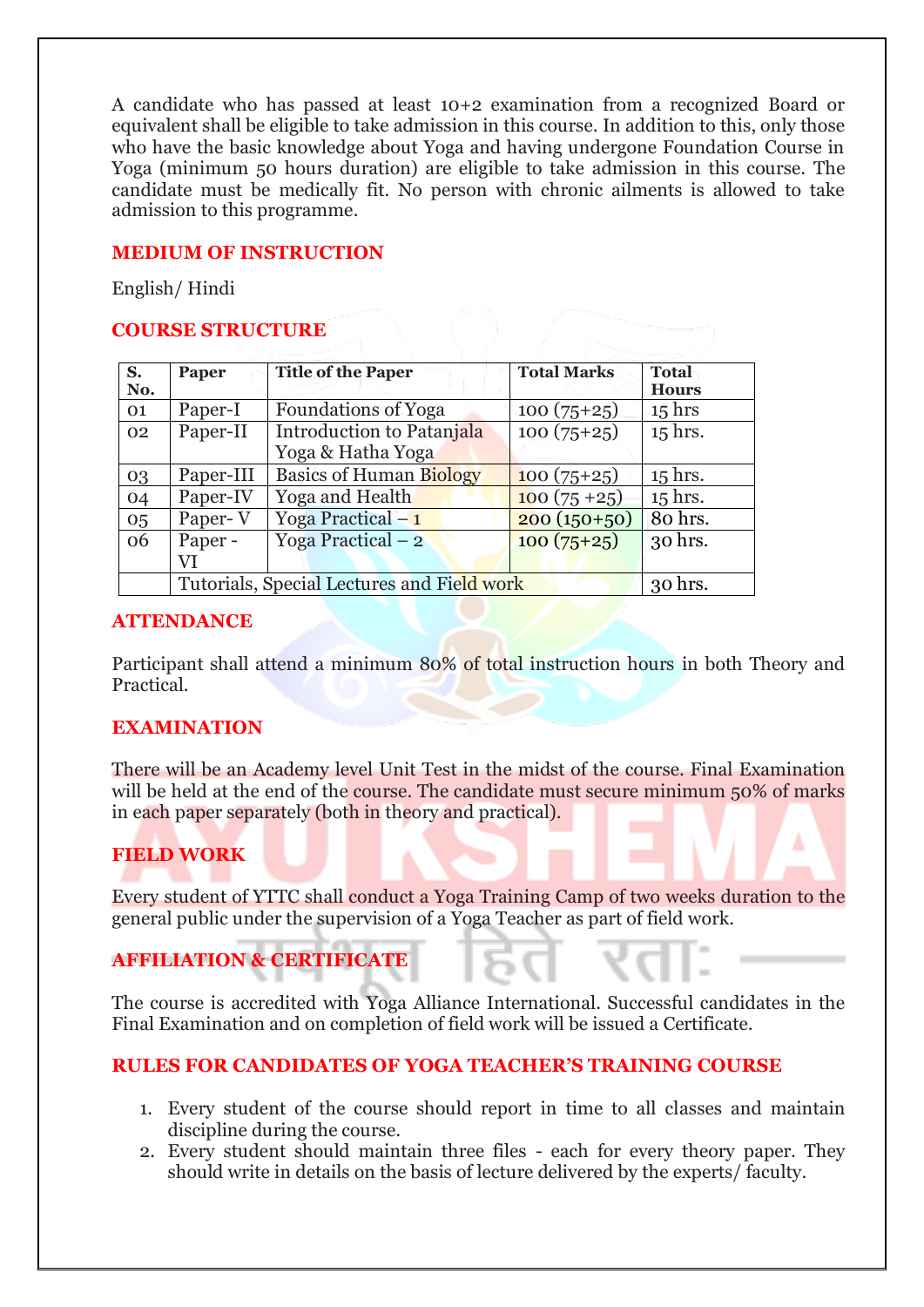A candidate who has passed at least 10+2 examination from a recognized Board or equivalent shall be eligible to take admission in this course. In addition to this, only those who have the basic knowledge about Yoga and having undergone Foundation Course in Yoga (minimum 50 hours duration) are eligible to take admission in this course. The candidate must be medically fit. No person with chronic ailments is allowed to take admission to this programme.

## MEDIUM OF INSTRUCTION

English/ Hindi

## COURSE STRUCTURE

| S. No. | Paper | Title of the Paper | Total Marks | Total Hours |
|---|---|---|---|---|
| 01 | Paper-I | Foundations of Yoga | 100 (75+25) | 15 hrs |
| 02 | Paper-II | Introduction to Patanjala Yoga & Hatha Yoga | 100 (75+25) | 15 hrs. |
| 03 | Paper-III | Basics of Human Biology | 100 (75+25) | 15 hrs. |
| 04 | Paper-IV | Yoga and Health | 100 (75 +25) | 15 hrs. |
| 05 | Paper- V | Yoga Practical – 1 | 200 (150+50) | 80 hrs. |
| 06 | Paper - VI | Yoga Practical – 2 | 100 (75+25) | 30 hrs. |
| | Tutorials, Special Lectures and Field work | | | 30 hrs. |

## ATTENDANCE

Participant shall attend a minimum 80% of total instruction hours in both Theory and Practical.

## EXAMINATION

There will be an Academy level Unit Test in the midst of the course. Final Examination will be held at the end of the course. The candidate must secure minimum 50% of marks in each paper separately (both in theory and practical).

## FIELD WORK

Every student of YTTC shall conduct a Yoga Training Camp of two weeks duration to the general public under the supervision of a Yoga Teacher as part of field work.

## AFFILIATION & CERTIFICATE

The course is accredited with Yoga Alliance International. Successful candidates in the Final Examination and on completion of field work will be issued a Certificate.

## RULES FOR CANDIDATES OF YOGA TEACHER'S TRAINING COURSE

1. Every student of the course should report in time to all classes and maintain discipline during the course.
2. Every student should maintain three files - each for every theory paper. They should write in details on the basis of lecture delivered by the experts/ faculty.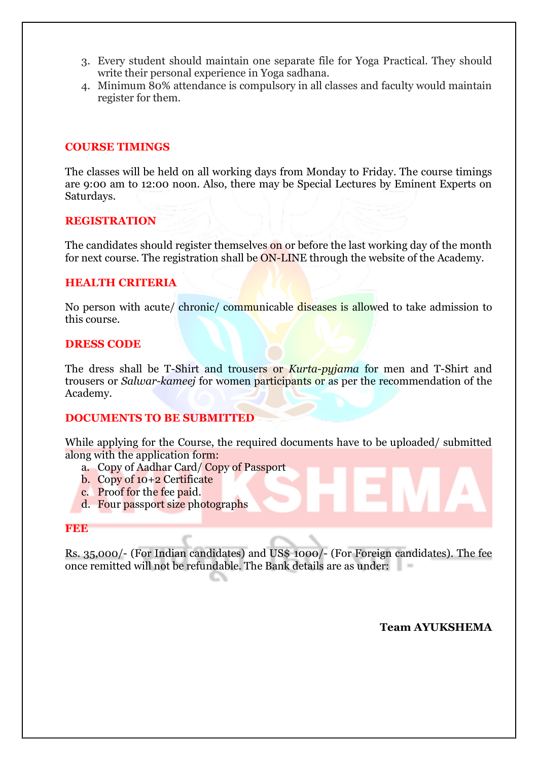3. Every student should maintain one separate file for Yoga Practical. They should write their personal experience in Yoga sadhana.
4. Minimum 80% attendance is compulsory in all classes and faculty would maintain register for them.

## COURSE TIMINGS

The classes will be held on all working days from Monday to Friday. The course timings are 9:00 am to 12:00 noon. Also, there may be Special Lectures by Eminent Experts on Saturdays.

## REGISTRATION

The candidates should register themselves on or before the last working day of the month for next course. The registration shall be ON-LINE through the website of the Academy.

## HEALTH CRITERIA

No person with acute/ chronic/ communicable diseases is allowed to take admission to this course.

## DRESS CODE

The dress shall be T-Shirt and trousers or *Kurta-pyjama* for men and T-Shirt and trousers or *Salwar-kameej* for women participants or as per the recommendation of the Academy.

## DOCUMENTS TO BE SUBMITTED

While applying for the Course, the required documents have to be uploaded/ submitted along with the application form:

a. Copy of Aadhar Card/ Copy of Passport
b. Copy of 10+2 Certificate
c. Proof for the fee paid.
d. Four passport size photographs

## FEE

Rs. 35,000/- (For Indian candidates) and US$ 1000/- (For Foreign candidates). The fee once remitted will not be refundable. The Bank details are as under:

**Team AYUKSHEMA**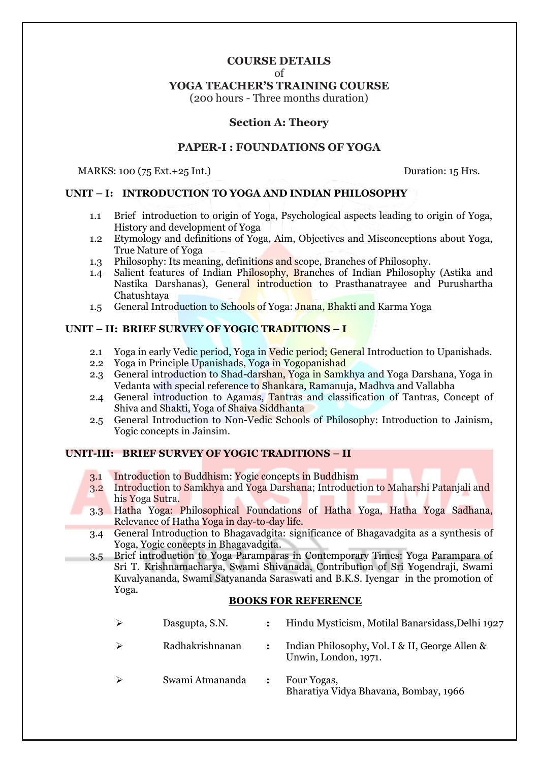# COURSE DETAILS
of
# YOGA TEACHER'S TRAINING COURSE
(200 hours - Three months duration)

## Section A: Theory

## PAPER-I : FOUNDATIONS OF YOGA

MARKS: 100 (75 Ext.+25 Int.) Duration: 15 Hrs.

### UNIT – I: INTRODUCTION TO YOGA AND INDIAN PHILOSOPHY

1.1 Brief introduction to origin of Yoga, Psychological aspects leading to origin of Yoga, History and development of Yoga
1.2 Etymology and definitions of Yoga, Aim, Objectives and Misconceptions about Yoga, True Nature of Yoga
1.3 Philosophy: Its meaning, definitions and scope, Branches of Philosophy.
1.4 Salient features of Indian Philosophy, Branches of Indian Philosophy (Astika and Nastika Darshanas), General introduction to Prasthanatrayee and Purushartha Chatushtaya
1.5 General Introduction to Schools of Yoga: Jnana, Bhakti and Karma Yoga

### UNIT – II: BRIEF SURVEY OF YOGIC TRADITIONS – I

2.1 Yoga in early Vedic period, Yoga in Vedic period; General Introduction to Upanishads.
2.2 Yoga in Principle Upanishads, Yoga in Yogopanishad
2.3 General introduction to Shad-darshan, Yoga in Samkhya and Yoga Darshana, Yoga in Vedanta with special reference to Shankara, Ramanuja, Madhva and Vallabha
2.4 General introduction to Agamas, Tantras and classification of Tantras, Concept of Shiva and Shakti, Yoga of Shaiva Siddhanta
2.5 General Introduction to Non-Vedic Schools of Philosophy: Introduction to Jainism**,** Yogic concepts in Jainsim.

### UNIT-III: BRIEF SURVEY OF YOGIC TRADITIONS – II

3.1 Introduction to Buddhism: Yogic concepts in Buddhism
3.2 Introduction to Samkhya and Yoga Darshana; Introduction to Maharshi Patanjali and his Yoga Sutra.
3.3 Hatha Yoga: Philosophical Foundations of Hatha Yoga, Hatha Yoga Sadhana, Relevance of Hatha Yoga in day-to-day life.
3.4 General Introduction to Bhagavadgita: significance of Bhagavadgita as a synthesis of Yoga, Yogic concepts in Bhagavadgita.
3.5 Brief introduction to Yoga Paramparas in Contemporary Times: Yoga Parampara of Sri T. Krishnamacharya, Swami Shivanada, Contribution of Sri Yogendraji, Swami Kuvalyananda, Swami Satyananda Saraswati and B.K.S. Iyengar in the promotion of Yoga.

**BOOKS FOR REFERENCE**

- Dasgupta, S.N. : Hindu Mysticism, Motilal Banarsidass,Delhi 1927
- Radhakrishnanan : Indian Philosophy, Vol. I & II, George Allen & Unwin, London, 1971.
- Swami Atmananda : Four Yogas, Bharatiya Vidya Bhavana, Bombay, 1966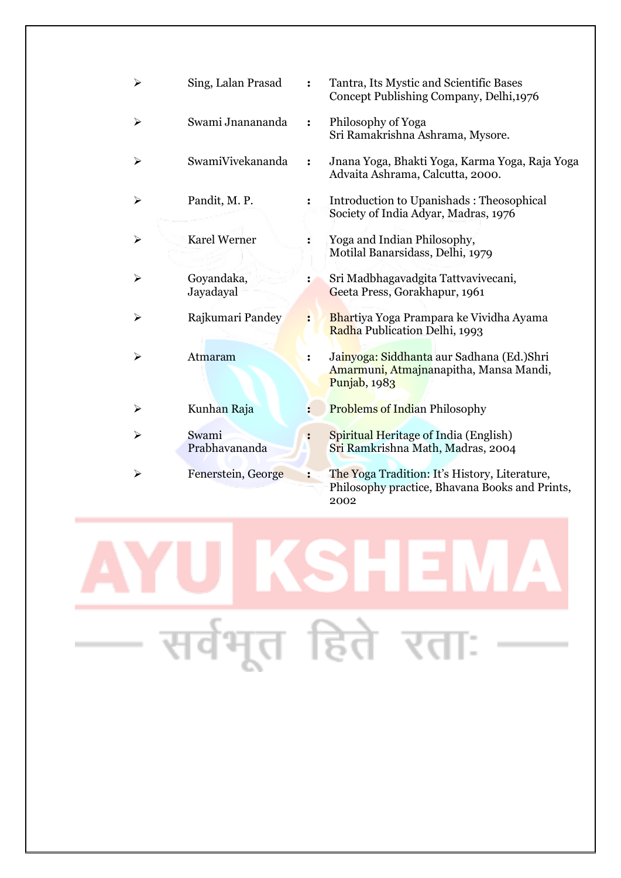- Sing, Lalan Prasad : Tantra, Its Mystic and Scientific Bases Concept Publishing Company, Delhi,1976
- Swami Jnanananda : Philosophy of Yoga Sri Ramakrishna Ashrama, Mysore.
- SwamiVivekananda : Jnana Yoga, Bhakti Yoga, Karma Yoga, Raja Yoga Advaita Ashrama, Calcutta, 2000.
- Pandit, M. P. : Introduction to Upanishads : Theosophical Society of India Adyar, Madras, 1976
- Karel Werner : Yoga and Indian Philosophy, Motilal Banarsidass, Delhi, 1979
- Goyandaka, Jayadayal : Sri Madbhagavadgita Tattvavivecani, Geeta Press, Gorakhapur, 1961
- Rajkumari Pandey : Bhartiya Yoga Prampara ke Vividha Ayama Radha Publication Delhi, 1993
- Atmaram : Jainyoga: Siddhanta aur Sadhana (Ed.)Shri Amarmuni, Atmajnanapitha, Mansa Mandi, Punjab, 1983
- Kunhan Raja : Problems of Indian Philosophy
- Swami Prabhavananda : Spiritual Heritage of India (English) Sri Ramkrishna Math, Madras, 2004
- Fenerstein, George : The Yoga Tradition: It's History, Literature, Philosophy practice, Bhavana Books and Prints, 2002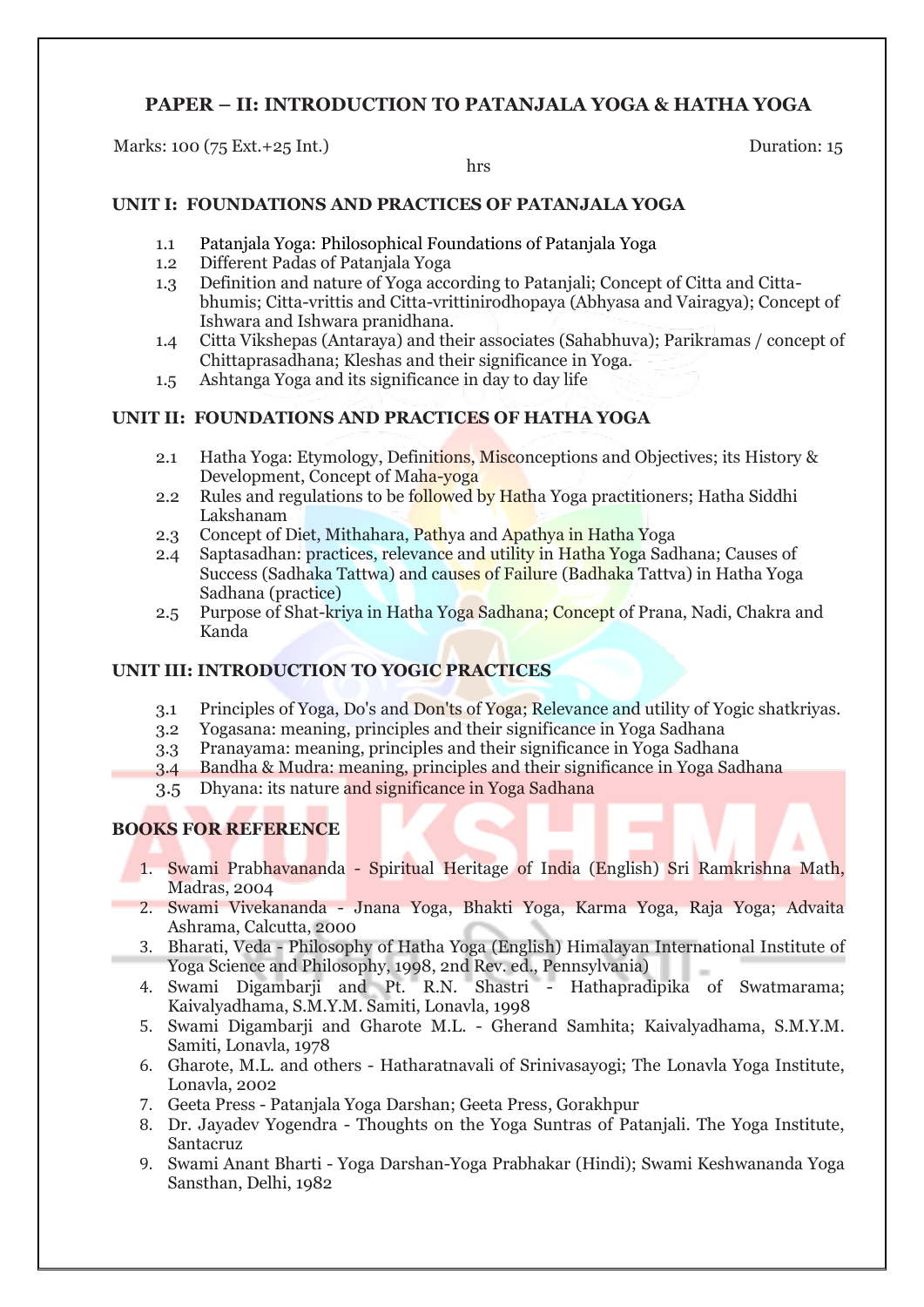## PAPER – II: INTRODUCTION TO PATANJALA YOGA & HATHA YOGA

Marks: 100 (75 Ext.+25 Int.) Duration: 15 hrs

### UNIT I: FOUNDATIONS AND PRACTICES OF PATANJALA YOGA

1.1 Patanjala Yoga: Philosophical Foundations of Patanjala Yoga
1.2 Different Padas of Patanjala Yoga
1.3 Definition and nature of Yoga according to Patanjali; Concept of Citta and Citta-bhumis; Citta-vrittis and Citta-vrittinirodhopaya (Abhyasa and Vairagya); Concept of Ishwara and Ishwara pranidhana.
1.4 Citta Vikshepas (Antaraya) and their associates (Sahabhuva); Parikramas / concept of Chittaprasadhana; Kleshas and their significance in Yoga.
1.5 Ashtanga Yoga and its significance in day to day life

### UNIT II: FOUNDATIONS AND PRACTICES OF HATHA YOGA

2.1 Hatha Yoga: Etymology, Definitions, Misconceptions and Objectives; its History & Development, Concept of Maha-yoga
2.2 Rules and regulations to be followed by Hatha Yoga practitioners; Hatha Siddhi Lakshanam
2.3 Concept of Diet, Mithahara, Pathya and Apathya in Hatha Yoga
2.4 Saptasadhan: practices, relevance and utility in Hatha Yoga Sadhana; Causes of Success (Sadhaka Tattwa) and causes of Failure (Badhaka Tattva) in Hatha Yoga Sadhana (practice)
2.5 Purpose of Shat-kriya in Hatha Yoga Sadhana; Concept of Prana, Nadi, Chakra and Kanda

### UNIT III: INTRODUCTION TO YOGIC PRACTICES

3.1 Principles of Yoga, Do's and Don'ts of Yoga; Relevance and utility of Yogic shatkriyas.
3.2 Yogasana: meaning, principles and their significance in Yoga Sadhana
3.3 Pranayama: meaning, principles and their significance in Yoga Sadhana
3.4 Bandha & Mudra: meaning, principles and their significance in Yoga Sadhana
3.5 Dhyana: its nature and significance in Yoga Sadhana

### BOOKS FOR REFERENCE

1. Swami Prabhavananda - Spiritual Heritage of India (English) Sri Ramkrishna Math, Madras, 2004
2. Swami Vivekananda - Jnana Yoga, Bhakti Yoga, Karma Yoga, Raja Yoga; Advaita Ashrama, Calcutta, 2000
3. Bharati, Veda - Philosophy of Hatha Yoga (English) Himalayan International Institute of Yoga Science and Philosophy, 1998, 2nd Rev. ed., Pennsylvania)
4. Swami Digambarji and Pt. R.N. Shastri - Hathapradipika of Swatmarama; Kaivalyadhama, S.M.Y.M. Samiti, Lonavla, 1998
5. Swami Digambarji and Gharote M.L. - Gherand Samhita; Kaivalyadhama, S.M.Y.M. Samiti, Lonavla, 1978
6. Gharote, M.L. and others - Hatharatnavali of Srinivasayogi; The Lonavla Yoga Institute, Lonavla, 2002
7. Geeta Press - Patanjala Yoga Darshan; Geeta Press, Gorakhpur
8. Dr. Jayadev Yogendra - Thoughts on the Yoga Suntras of Patanjali. The Yoga Institute, Santacruz
9. Swami Anant Bharti - Yoga Darshan-Yoga Prabhakar (Hindi); Swami Keshwananda Yoga Sansthan, Delhi, 1982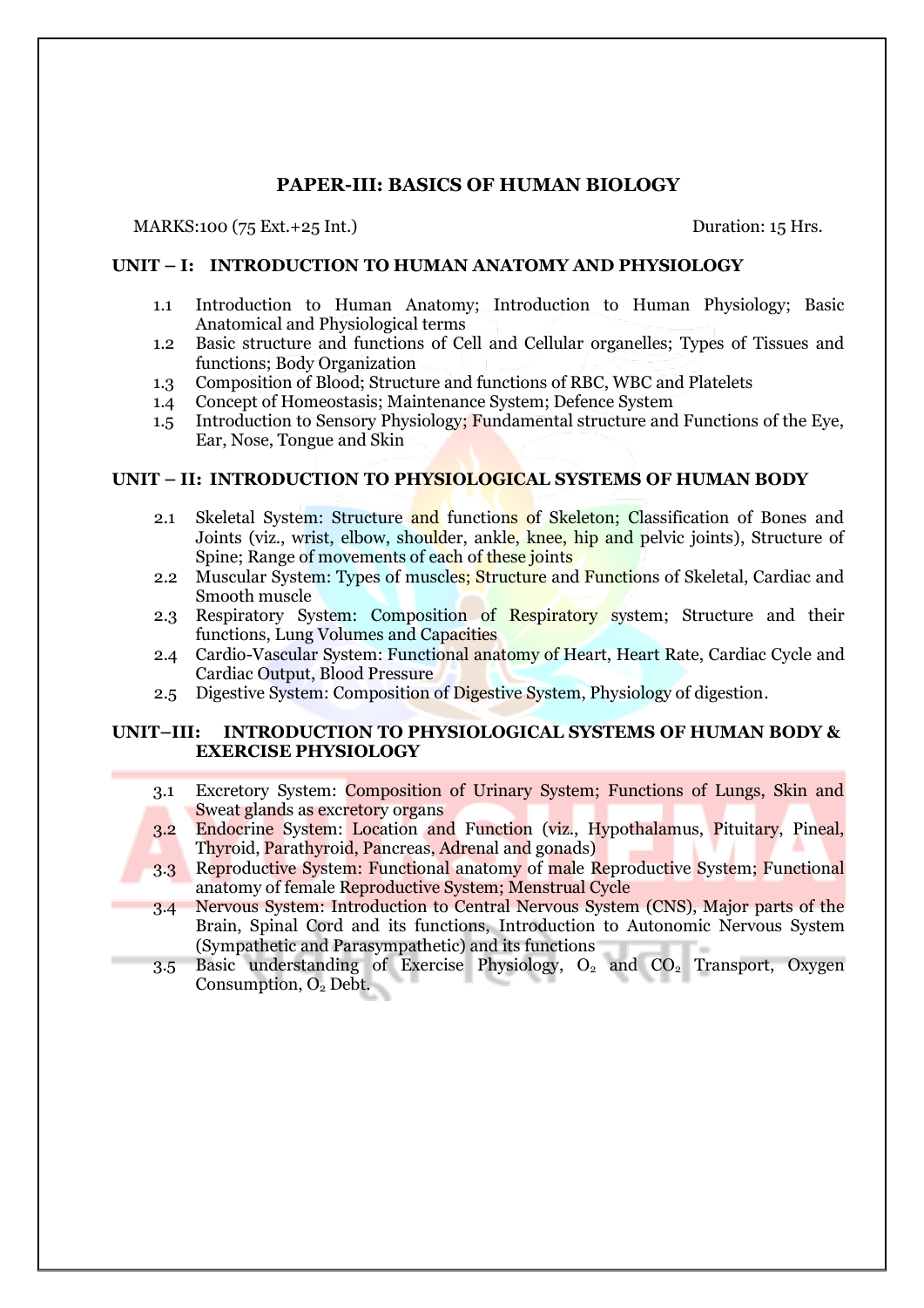## PAPER-III: BASICS OF HUMAN BIOLOGY

MARKS:100 (75 Ext.+25 Int.) Duration: 15 Hrs.

### UNIT – I: INTRODUCTION TO HUMAN ANATOMY AND PHYSIOLOGY

1.1 Introduction to Human Anatomy; Introduction to Human Physiology; Basic Anatomical and Physiological terms

1.2 Basic structure and functions of Cell and Cellular organelles; Types of Tissues and functions; Body Organization

1.3 Composition of Blood; Structure and functions of RBC, WBC and Platelets

1.4 Concept of Homeostasis; Maintenance System; Defence System

1.5 Introduction to Sensory Physiology; Fundamental structure and Functions of the Eye, Ear, Nose, Tongue and Skin

### UNIT – II: INTRODUCTION TO PHYSIOLOGICAL SYSTEMS OF HUMAN BODY

2.1 Skeletal System: Structure and functions of Skeleton; Classification of Bones and Joints (viz., wrist, elbow, shoulder, ankle, knee, hip and pelvic joints), Structure of Spine; Range of movements of each of these joints

2.2 Muscular System: Types of muscles; Structure and Functions of Skeletal, Cardiac and Smooth muscle

2.3 Respiratory System: Composition of Respiratory system; Structure and their functions, Lung Volumes and Capacities

2.4 Cardio-Vascular System: Functional anatomy of Heart, Heart Rate, Cardiac Cycle and Cardiac Output, Blood Pressure

2.5 Digestive System: Composition of Digestive System, Physiology of digestion.

### UNIT–III: INTRODUCTION TO PHYSIOLOGICAL SYSTEMS OF HUMAN BODY & EXERCISE PHYSIOLOGY

3.1 Excretory System: Composition of Urinary System; Functions of Lungs, Skin and Sweat glands as excretory organs

3.2 Endocrine System: Location and Function (viz., Hypothalamus, Pituitary, Pineal, Thyroid, Parathyroid, Pancreas, Adrenal and gonads)

3.3 Reproductive System: Functional anatomy of male Reproductive System; Functional anatomy of female Reproductive System; Menstrual Cycle

3.4 Nervous System: Introduction to Central Nervous System (CNS), Major parts of the Brain, Spinal Cord and its functions, Introduction to Autonomic Nervous System (Sympathetic and Parasympathetic) and its functions

3.5 Basic understanding of Exercise Physiology, $O_2$ and $CO_2$ Transport, Oxygen Consumption, $O_2$ Debt.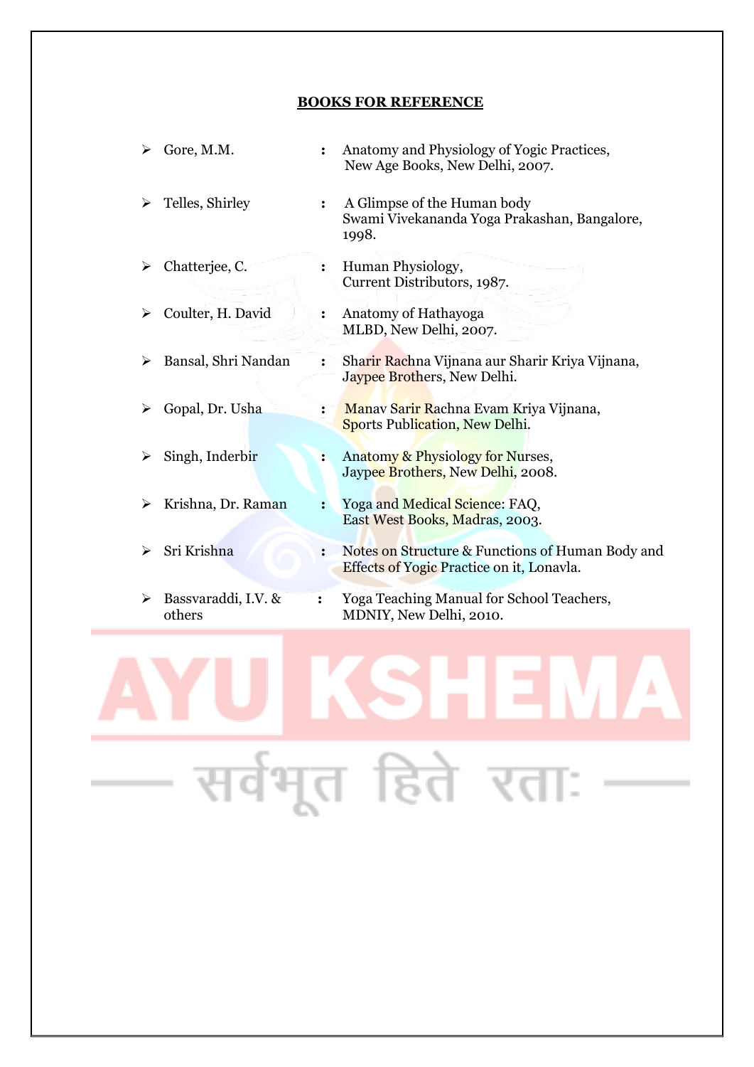## BOOKS FOR REFERENCE

- Gore, M.M. : Anatomy and Physiology of Yogic Practices, New Age Books, New Delhi, 2007.
- Telles, Shirley : A Glimpse of the Human body Swami Vivekananda Yoga Prakashan, Bangalore, 1998.
- Chatterjee, C. : Human Physiology, Current Distributors, 1987.
- Coulter, H. David : Anatomy of Hathayoga MLBD, New Delhi, 2007.
- Bansal, Shri Nandan : Sharir Rachna Vijnana aur Sharir Kriya Vijnana, Jaypee Brothers, New Delhi.
- Gopal, Dr. Usha : Manav Sarir Rachna Evam Kriya Vijnana, Sports Publication, New Delhi.
- Singh, Inderbir : Anatomy & Physiology for Nurses, Jaypee Brothers, New Delhi, 2008.
- Krishna, Dr. Raman : Yoga and Medical Science: FAQ, East West Books, Madras, 2003.
- Sri Krishna : Notes on Structure & Functions of Human Body and Effects of Yogic Practice on it, Lonavla.
- Bassvaraddi, I.V. & others : Yoga Teaching Manual for School Teachers, MDNIY, New Delhi, 2010.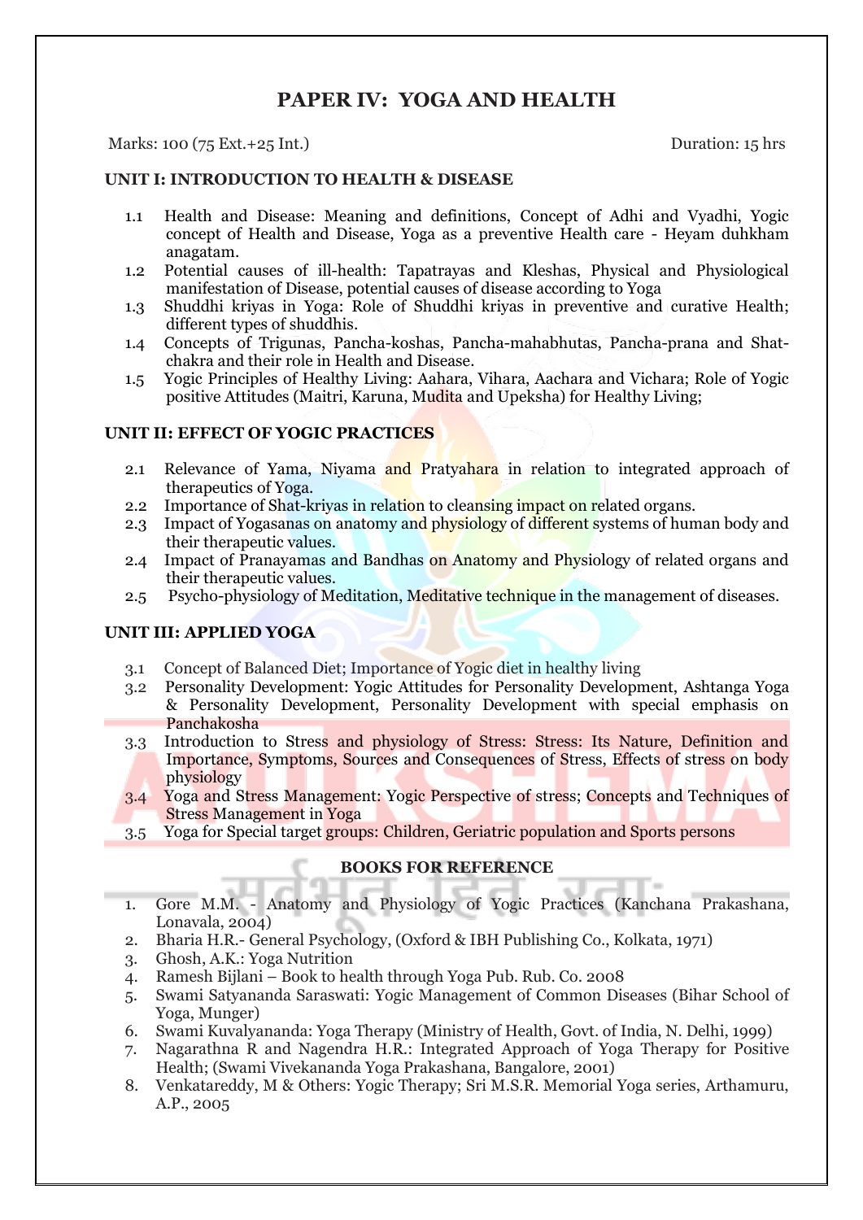# PAPER IV: YOGA AND HEALTH

Marks: 100 (75 Ext.+25 Int.) Duration: 15 hrs

## UNIT I: INTRODUCTION TO HEALTH & DISEASE

1.1 Health and Disease: Meaning and definitions, Concept of Adhi and Vyadhi, Yogic concept of Health and Disease, Yoga as a preventive Health care - Heyam duhkham anagatam.

1.2 Potential causes of ill-health: Tapatrayas and Kleshas, Physical and Physiological manifestation of Disease, potential causes of disease according to Yoga

1.3 Shuddhi kriyas in Yoga: Role of Shuddhi kriyas in preventive and curative Health; different types of shuddhis.

1.4 Concepts of Trigunas, Pancha-koshas, Pancha-mahabhutas, Pancha-prana and Shat-chakra and their role in Health and Disease.

1.5 Yogic Principles of Healthy Living: Aahara, Vihara, Aachara and Vichara; Role of Yogic positive Attitudes (Maitri, Karuna, Mudita and Upeksha) for Healthy Living;

## UNIT II: EFFECT OF YOGIC PRACTICES

2.1 Relevance of Yama, Niyama and Pratyahara in relation to integrated approach of therapeutics of Yoga.

2.2 Importance of Shat-kriyas in relation to cleansing impact on related organs.

2.3 Impact of Yogasanas on anatomy and physiology of different systems of human body and their therapeutic values.

2.4 Impact of Pranayamas and Bandhas on Anatomy and Physiology of related organs and their therapeutic values.

2.5 Psycho-physiology of Meditation, Meditative technique in the management of diseases.

## UNIT III: APPLIED YOGA

3.1 Concept of Balanced Diet; Importance of Yogic diet in healthy living

3.2 Personality Development: Yogic Attitudes for Personality Development, Ashtanga Yoga & Personality Development, Personality Development with special emphasis on Panchakosha

3.3 Introduction to Stress and physiology of Stress: Stress: Its Nature, Definition and Importance, Symptoms, Sources and Consequences of Stress, Effects of stress on body physiology

3.4 Yoga and Stress Management: Yogic Perspective of stress; Concepts and Techniques of Stress Management in Yoga

3.5 Yoga for Special target groups: Children, Geriatric population and Sports persons

## BOOKS FOR REFERENCE

1. Gore M.M. - Anatomy and Physiology of Yogic Practices (Kanchana Prakashana, Lonavala, 2004)
2. Bharia H.R.- General Psychology, (Oxford & IBH Publishing Co., Kolkata, 1971)
3. Ghosh, A.K.: Yoga Nutrition
4. Ramesh Bijlani – Book to health through Yoga Pub. Rub. Co. 2008
5. Swami Satyananda Saraswati: Yogic Management of Common Diseases (Bihar School of Yoga, Munger)
6. Swami Kuvalyananda: Yoga Therapy (Ministry of Health, Govt. of India, N. Delhi, 1999)
7. Nagarathna R and Nagendra H.R.: Integrated Approach of Yoga Therapy for Positive Health; (Swami Vivekananda Yoga Prakashana, Bangalore, 2001)
8. Venkatareddy, M & Others: Yogic Therapy; Sri M.S.R. Memorial Yoga series, Arthamuru, A.P., 2005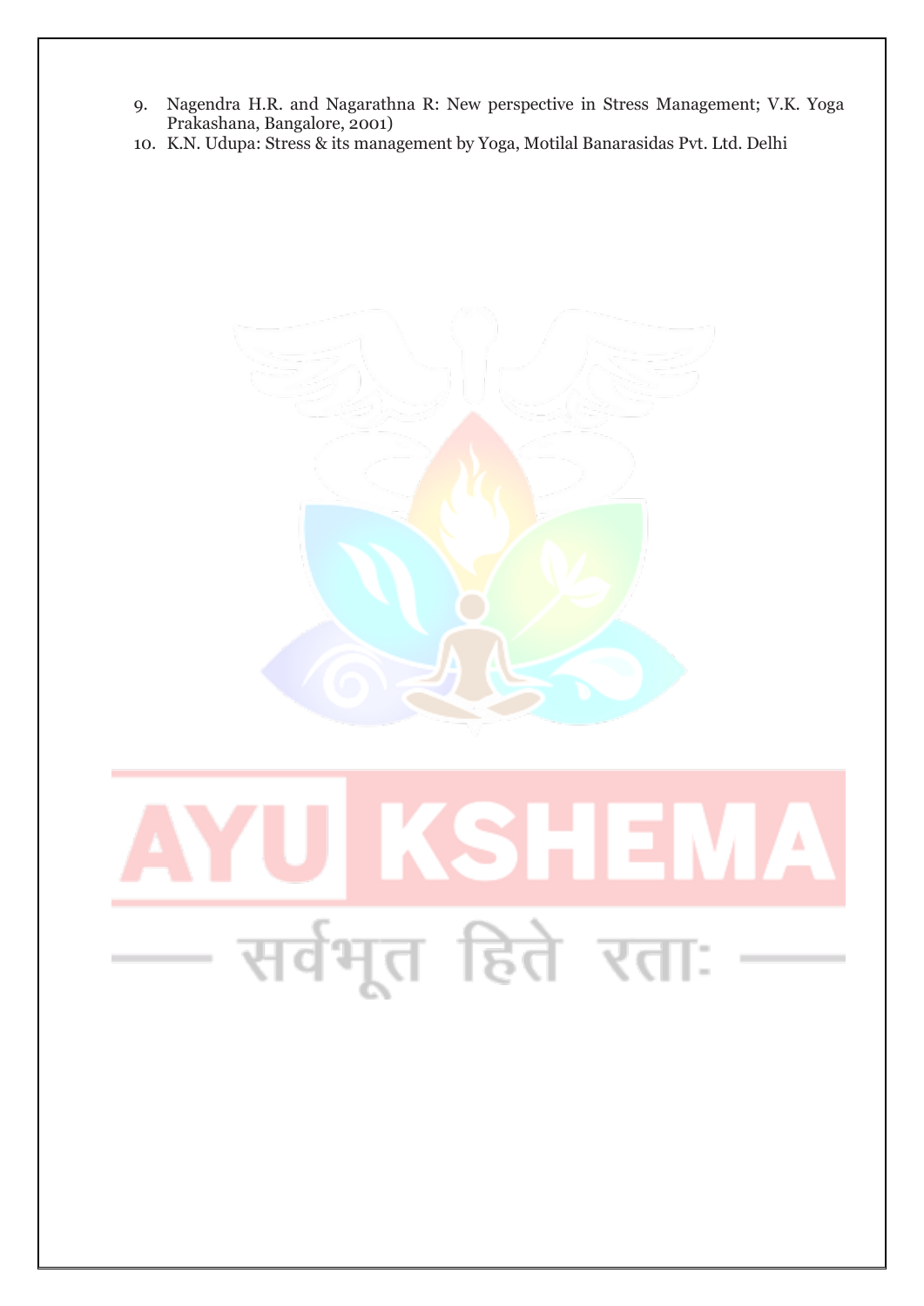9. Nagendra H.R. and Nagarathna R: New perspective in Stress Management; V.K. Yoga Prakashana, Bangalore, 2001)
10. K.N. Udupa: Stress & its management by Yoga, Motilal Banarasidas Pvt. Ltd. Delhi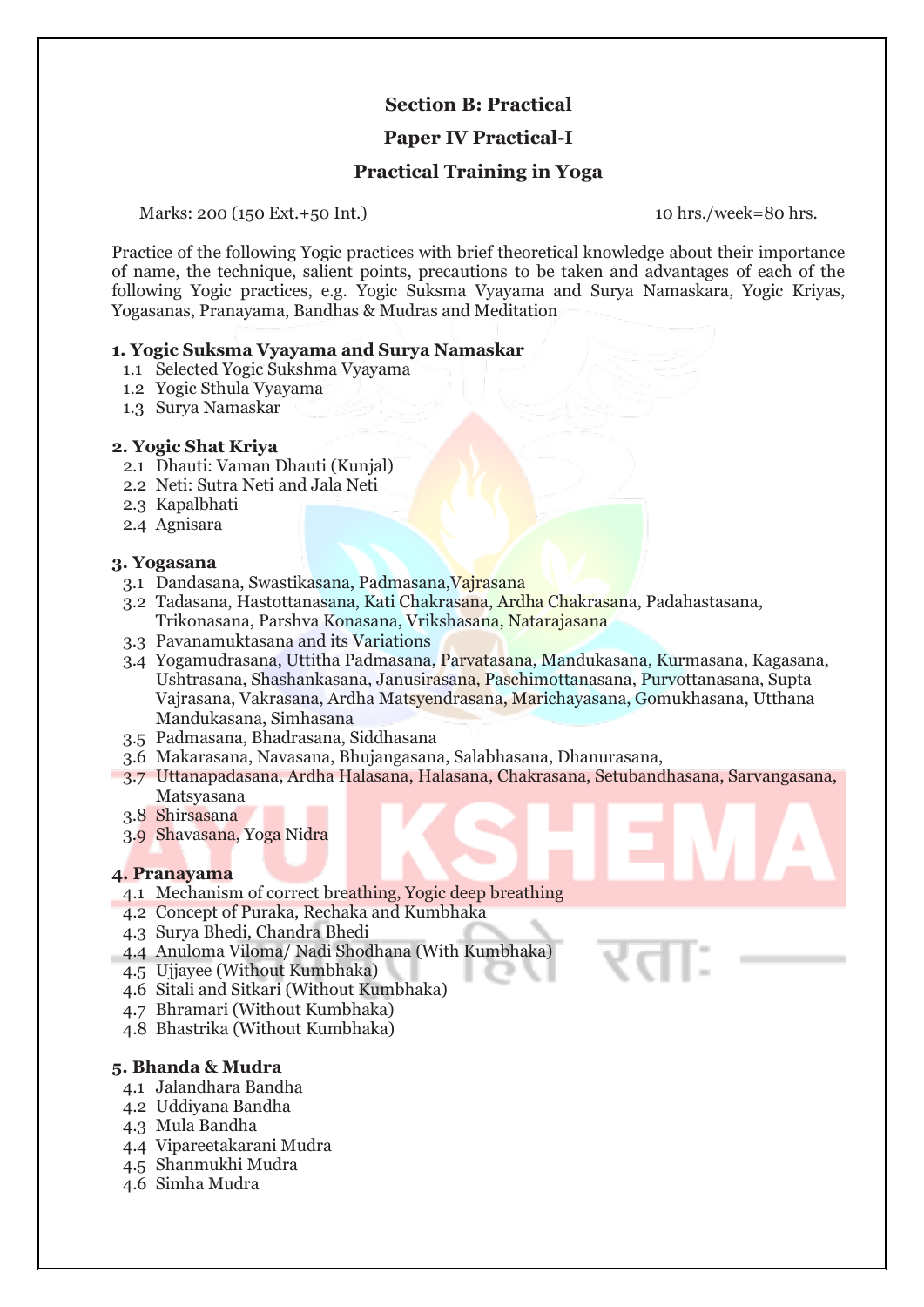**Section B: Practical**

**Paper IV Practical-I**

**Practical Training in Yoga**

Marks: 200 (150 Ext.+50 Int.) 10 hrs./week=80 hrs.

Practice of the following Yogic practices with brief theoretical knowledge about their importance of name, the technique, salient points, precautions to be taken and advantages of each of the following Yogic practices, e.g. Yogic Suksma Vyayama and Surya Namaskara, Yogic Kriyas, Yogasanas, Pranayama, Bandhas & Mudras and Meditation

**1. Yogic Suksma Vyayama and Surya Namaskar**

- 1.1 Selected Yogic Sukshma Vyayama
- 1.2 Yogic Sthula Vyayama
- 1.3 Surya Namaskar

**2. Yogic Shat Kriya**

- 2.1 Dhauti: Vaman Dhauti (Kunjal)
- 2.2 Neti: Sutra Neti and Jala Neti
- 2.3 Kapalbhati
- 2.4 Agnisara

**3. Yogasana**

- 3.1 Dandasana, Swastikasana, Padmasana,Vajrasana
- 3.2 Tadasana, Hastottanasana, Kati Chakrasana, Ardha Chakrasana, Padahastasana, Trikonasana, Parshva Konasana, Vrikshasana, Natarajasana
- 3.3 Pavanamuktasana and its Variations
- 3.4 Yogamudrasana, Uttitha Padmasana, Parvatasana, Mandukasana, Kurmasana, Kagasana, Ushtrasana, Shashankasana, Janusirasana, Paschimottanasana, Purvottanasana, Supta Vajrasana, Vakrasana, Ardha Matsyendrasana, Marichayasana, Gomukhasana, Utthana Mandukasana, Simhasana
- 3.5 Padmasana, Bhadrasana, Siddhasana
- 3.6 Makarasana, Navasana, Bhujangasana, Salabhasana, Dhanurasana,
- 3.7 Uttanapadasana, Ardha Halasana, Halasana, Chakrasana, Setubandhasana, Sarvangasana, Matsyasana
- 3.8 Shirsasana
- 3.9 Shavasana, Yoga Nidra

**4. Pranayama**

- 4.1 Mechanism of correct breathing, Yogic deep breathing
- 4.2 Concept of Puraka, Rechaka and Kumbhaka
- 4.3 Surya Bhedi, Chandra Bhedi
- 4.4 Anuloma Viloma/ Nadi Shodhana (With Kumbhaka)
- 4.5 Ujjayee (Without Kumbhaka)
- 4.6 Sitali and Sitkari (Without Kumbhaka)
- 4.7 Bhramari (Without Kumbhaka)
- 4.8 Bhastrika (Without Kumbhaka)

**5. Bhanda & Mudra**

- 4.1 Jalandhara Bandha
- 4.2 Uddiyana Bandha
- 4.3 Mula Bandha
- 4.4 Vipareetakarani Mudra
- 4.5 Shanmukhi Mudra
- 4.6 Simha Mudra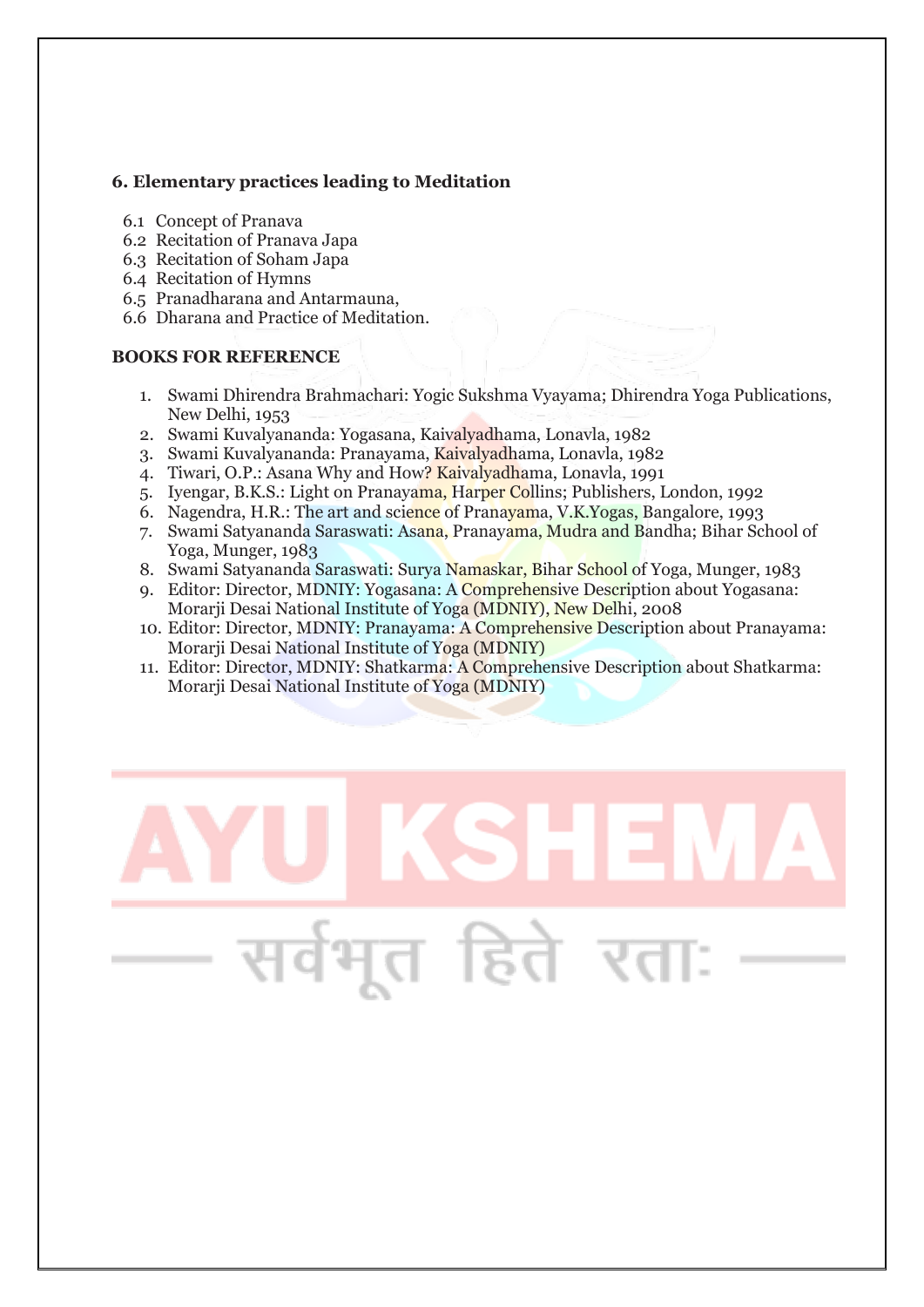**6. Elementary practices leading to Meditation**

6.1 Concept of Pranava
6.2 Recitation of Pranava Japa
6.3 Recitation of Soham Japa
6.4 Recitation of Hymns
6.5 Pranadharana and Antarmauna,
6.6 Dharana and Practice of Meditation.

**BOOKS FOR REFERENCE**

1. Swami Dhirendra Brahmachari: Yogic Sukshma Vyayama; Dhirendra Yoga Publications, New Delhi, 1953
2. Swami Kuvalyananda: Yogasana, Kaivalyadhama, Lonavla, 1982
3. Swami Kuvalyananda: Pranayama, Kaivalyadhama, Lonavla, 1982
4. Tiwari, O.P.: Asana Why and How? Kaivalyadhama, Lonavla, 1991
5. Iyengar, B.K.S.: Light on Pranayama, Harper Collins; Publishers, London, 1992
6. Nagendra, H.R.: The art and science of Pranayama, V.K.Yogas, Bangalore, 1993
7. Swami Satyananda Saraswati: Asana, Pranayama, Mudra and Bandha; Bihar School of Yoga, Munger, 1983
8. Swami Satyananda Saraswati: Surya Namaskar, Bihar School of Yoga, Munger, 1983
9. Editor: Director, MDNIY: Yogasana: A Comprehensive Description about Yogasana: Morarji Desai National Institute of Yoga (MDNIY), New Delhi, 2008
10. Editor: Director, MDNIY: Pranayama: A Comprehensive Description about Pranayama: Morarji Desai National Institute of Yoga (MDNIY)
11. Editor: Director, MDNIY: Shatkarma: A Comprehensive Description about Shatkarma: Morarji Desai National Institute of Yoga (MDNIY)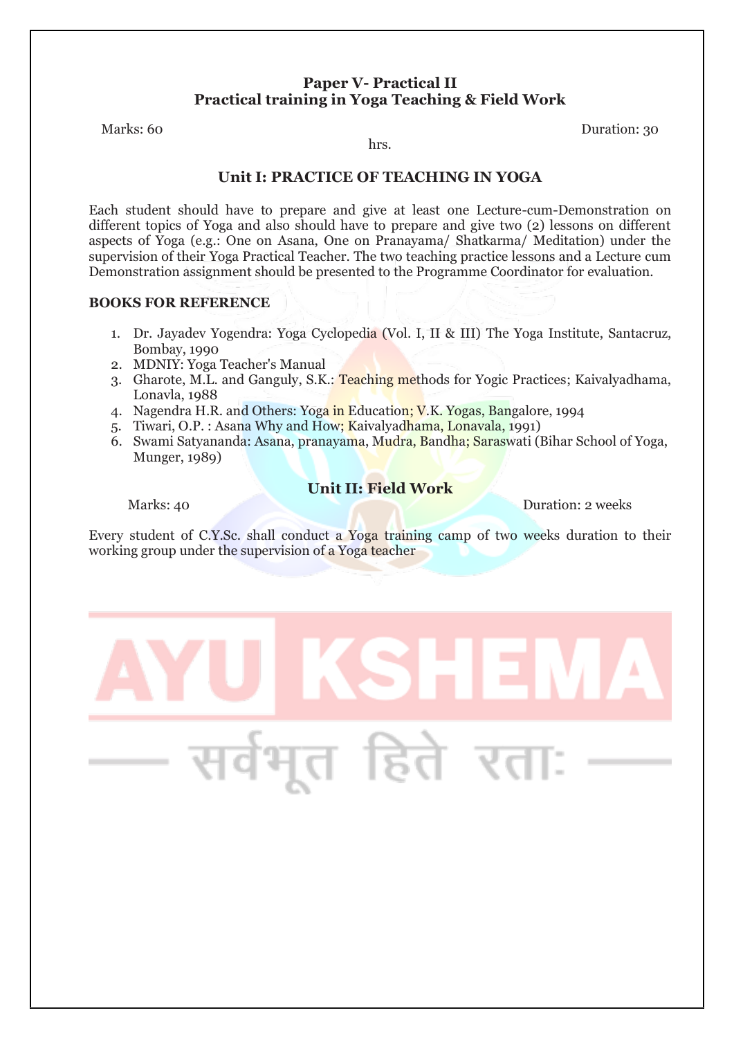## Paper V- Practical II
## Practical training in Yoga Teaching & Field Work

Marks: 60 Duration: 30 hrs.

### Unit I: PRACTICE OF TEACHING IN YOGA

Each student should have to prepare and give at least one Lecture-cum-Demonstration on different topics of Yoga and also should have to prepare and give two (2) lessons on different aspects of Yoga (e.g.: One on Asana, One on Pranayama/ Shatkarma/ Meditation) under the supervision of their Yoga Practical Teacher. The two teaching practice lessons and a Lecture cum Demonstration assignment should be presented to the Programme Coordinator for evaluation.

**BOOKS FOR REFERENCE**

1. Dr. Jayadev Yogendra: Yoga Cyclopedia (Vol. I, II & III) The Yoga Institute, Santacruz, Bombay, 1990
2. MDNIY: Yoga Teacher's Manual
3. Gharote, M.L. and Ganguly, S.K.: Teaching methods for Yogic Practices; Kaivalyadhama, Lonavla, 1988
4. Nagendra H.R. and Others: Yoga in Education; V.K. Yogas, Bangalore, 1994
5. Tiwari, O.P. : Asana Why and How; Kaivalyadhama, Lonavala, 1991)
6. Swami Satyananda: Asana, pranayama, Mudra, Bandha; Saraswati (Bihar School of Yoga, Munger, 1989)

### Unit II: Field Work

Marks: 40 Duration: 2 weeks

Every student of C.Y.Sc. shall conduct a Yoga training camp of two weeks duration to their working group under the supervision of a Yoga teacher